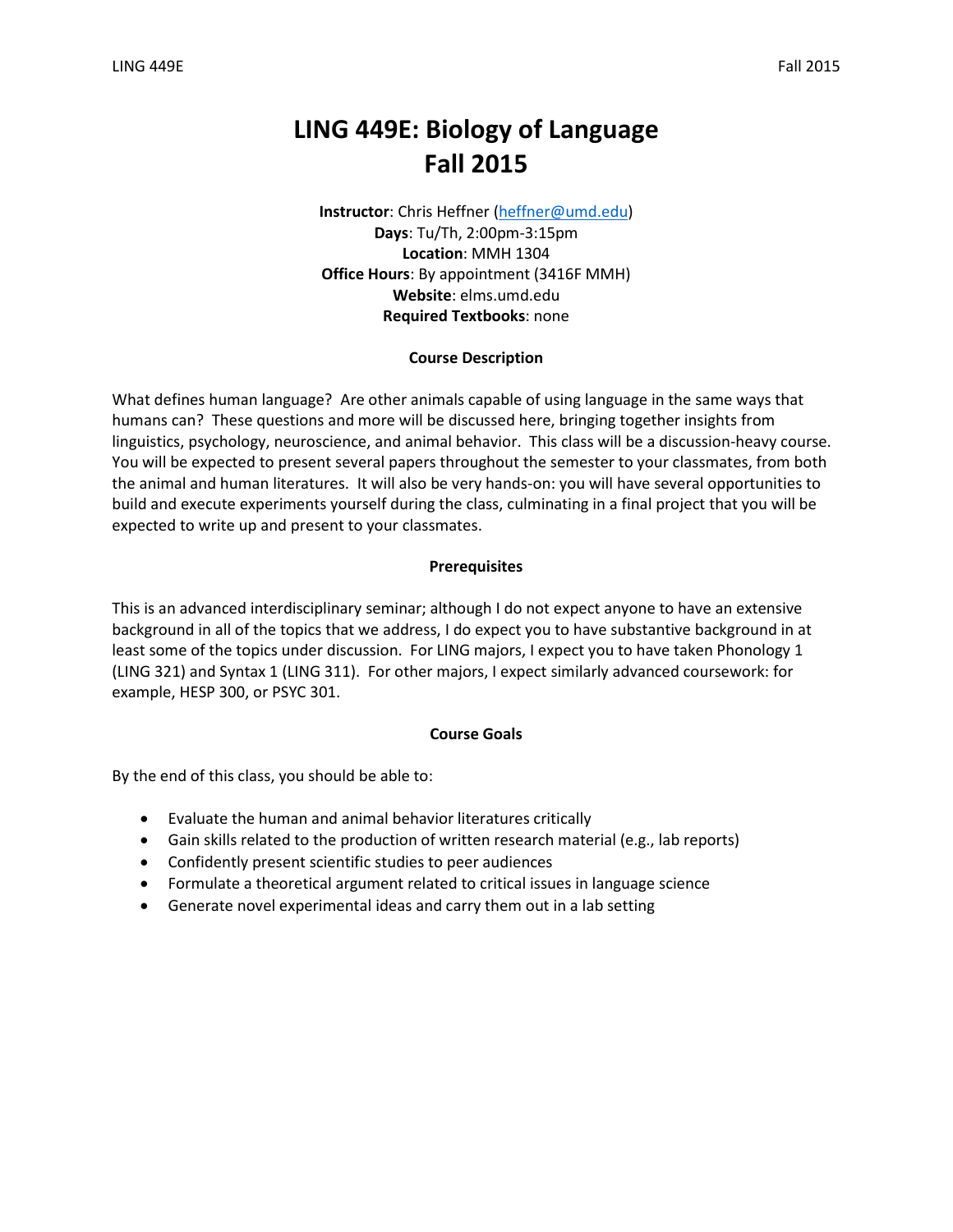# LING 449E: Biology of Language
# Fall 2015

**Instructor**: Chris Heffner (heffner@umd.edu)
**Days**: Tu/Th, 2:00pm-3:15pm
**Location**: MMH 1304
**Office Hours**: By appointment (3416F MMH)
**Website**: elms.umd.edu
**Required Textbooks**: none

### Course Description

What defines human language? Are other animals capable of using language in the same ways that humans can? These questions and more will be discussed here, bringing together insights from linguistics, psychology, neuroscience, and animal behavior. This class will be a discussion-heavy course. You will be expected to present several papers throughout the semester to your classmates, from both the animal and human literatures. It will also be very hands-on: you will have several opportunities to build and execute experiments yourself during the class, culminating in a final project that you will be expected to write up and present to your classmates.

### Prerequisites

This is an advanced interdisciplinary seminar; although I do not expect anyone to have an extensive background in all of the topics that we address, I do expect you to have substantive background in at least some of the topics under discussion. For LING majors, I expect you to have taken Phonology 1 (LING 321) and Syntax 1 (LING 311). For other majors, I expect similarly advanced coursework: for example, HESP 300, or PSYC 301.

### Course Goals

By the end of this class, you should be able to:

- Evaluate the human and animal behavior literatures critically
- Gain skills related to the production of written research material (e.g., lab reports)
- Confidently present scientific studies to peer audiences
- Formulate a theoretical argument related to critical issues in language science
- Generate novel experimental ideas and carry them out in a lab setting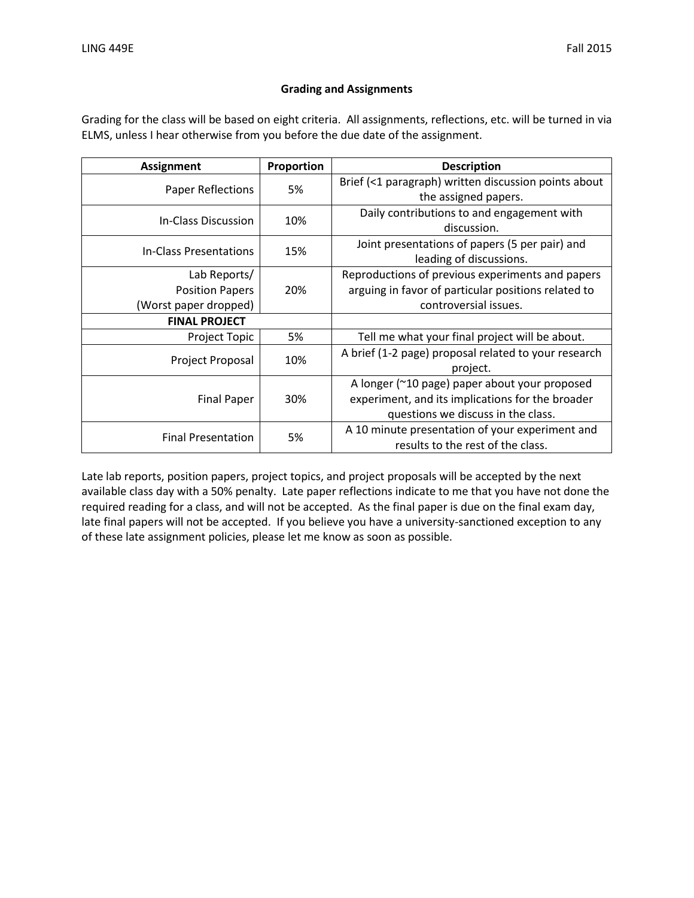## Grading and Assignments

Grading for the class will be based on eight criteria. All assignments, reflections, etc. will be turned in via ELMS, unless I hear otherwise from you before the due date of the assignment.

| Assignment | Proportion | Description |
|---|---|---|
| Paper Reflections | 5% | Brief (<1 paragraph) written discussion points about the assigned papers. |
| In-Class Discussion | 10% | Daily contributions to and engagement with discussion. |
| In-Class Presentations | 15% | Joint presentations of papers (5 per pair) and leading of discussions. |
| Lab Reports/ Position Papers (Worst paper dropped) | 20% | Reproductions of previous experiments and papers arguing in favor of particular positions related to controversial issues. |
| **FINAL PROJECT** | | |
| Project Topic | 5% | Tell me what your final project will be about. |
| Project Proposal | 10% | A brief (1-2 page) proposal related to your research project. |
| Final Paper | 30% | A longer (~10 page) paper about your proposed experiment, and its implications for the broader questions we discuss in the class. |
| Final Presentation | 5% | A 10 minute presentation of your experiment and results to the rest of the class. |

Late lab reports, position papers, project topics, and project proposals will be accepted by the next available class day with a 50% penalty. Late paper reflections indicate to me that you have not done the required reading for a class, and will not be accepted. As the final paper is due on the final exam day, late final papers will not be accepted. If you believe you have a university-sanctioned exception to any of these late assignment policies, please let me know as soon as possible.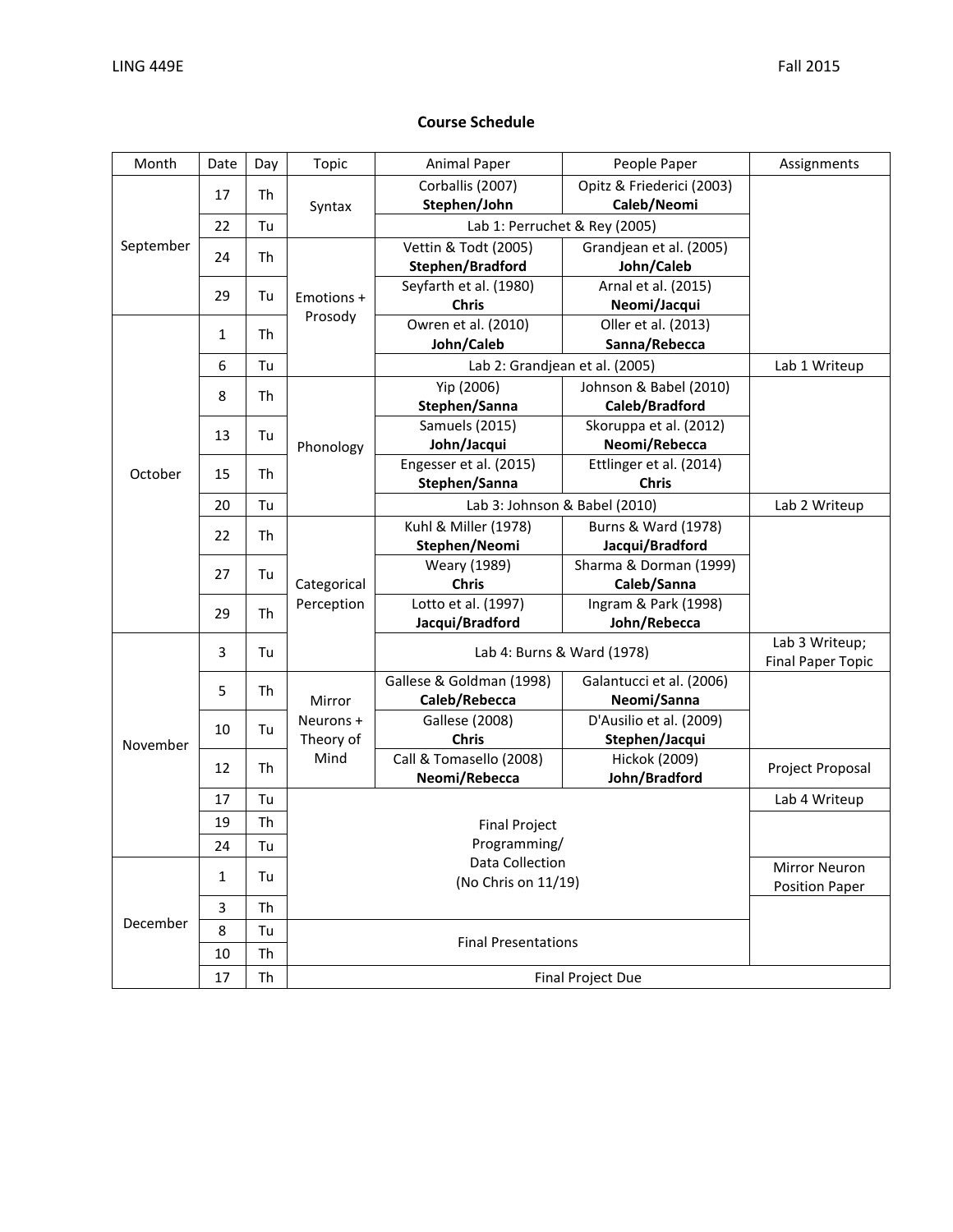## Course Schedule

| Month | Date | Day | Topic | Animal Paper | People Paper | Assignments |
|---|---|---|---|---|---|---|
| September | 17 | Th | Syntax | Corballis (2007) **Stephen/John** | Opitz & Friederici (2003) **Caleb/Neomi** | |
| | 22 | Tu | | Lab 1: Perruchet & Rey (2005) | | |
| | 24 | Th | Emotions + Prosody | Vettin & Todt (2005) **Stephen/Bradford** | Grandjean et al. (2005) **John/Caleb** | |
| | 29 | Tu | | Seyfarth et al. (1980) **Chris** | Arnal et al. (2015) **Neomi/Jacqui** | |
| October | 1 | Th | | Owren et al. (2010) **John/Caleb** | Oller et al. (2013) **Sanna/Rebecca** | |
| | 6 | Tu | | Lab 2: Grandjean et al. (2005) | | Lab 1 Writeup |
| | 8 | Th | Phonology | Yip (2006) **Stephen/Sanna** | Johnson & Babel (2010) **Caleb/Bradford** | |
| | 13 | Tu | | Samuels (2015) **John/Jacqui** | Skoruppa et al. (2012) **Neomi/Rebecca** | |
| | 15 | Th | | Engesser et al. (2015) **Stephen/Sanna** | Ettlinger et al. (2014) **Chris** | |
| | 20 | Tu | | Lab 3: Johnson & Babel (2010) | | Lab 2 Writeup |
| | 22 | Th | Categorical Perception | Kuhl & Miller (1978) **Stephen/Neomi** | Burns & Ward (1978) **Jacqui/Bradford** | |
| | 27 | Tu | | Weary (1989) **Chris** | Sharma & Dorman (1999) **Caleb/Sanna** | |
| | 29 | Th | | Lotto et al. (1997) **Jacqui/Bradford** | Ingram & Park (1998) **John/Rebecca** | |
| November | 3 | Tu | | Lab 4: Burns & Ward (1978) | | Lab 3 Writeup; Final Paper Topic |
| | 5 | Th | Mirror Neurons + Theory of Mind | Gallese & Goldman (1998) **Caleb/Rebecca** | Galantucci et al. (2006) **Neomi/Sanna** | |
| | 10 | Tu | | Gallese (2008) **Chris** | D'Ausilio et al. (2009) **Stephen/Jacqui** | |
| | 12 | Th | | Call & Tomasello (2008) **Neomi/Rebecca** | Hickok (2009) **John/Bradford** | Project Proposal |
| | 17 | Tu | Final Project Programming/ Data Collection (No Chris on 11/19) | | | Lab 4 Writeup |
| | 19 | Th | | | | |
| | 24 | Tu | | | | |
| December | 1 | Tu | | | | Mirror Neuron Position Paper |
| | 3 | Th | | | | |
| | 8 | Tu | Final Presentations | | | |
| | 10 | Th | | | | |
| | 17 | Th | Final Project Due | | | |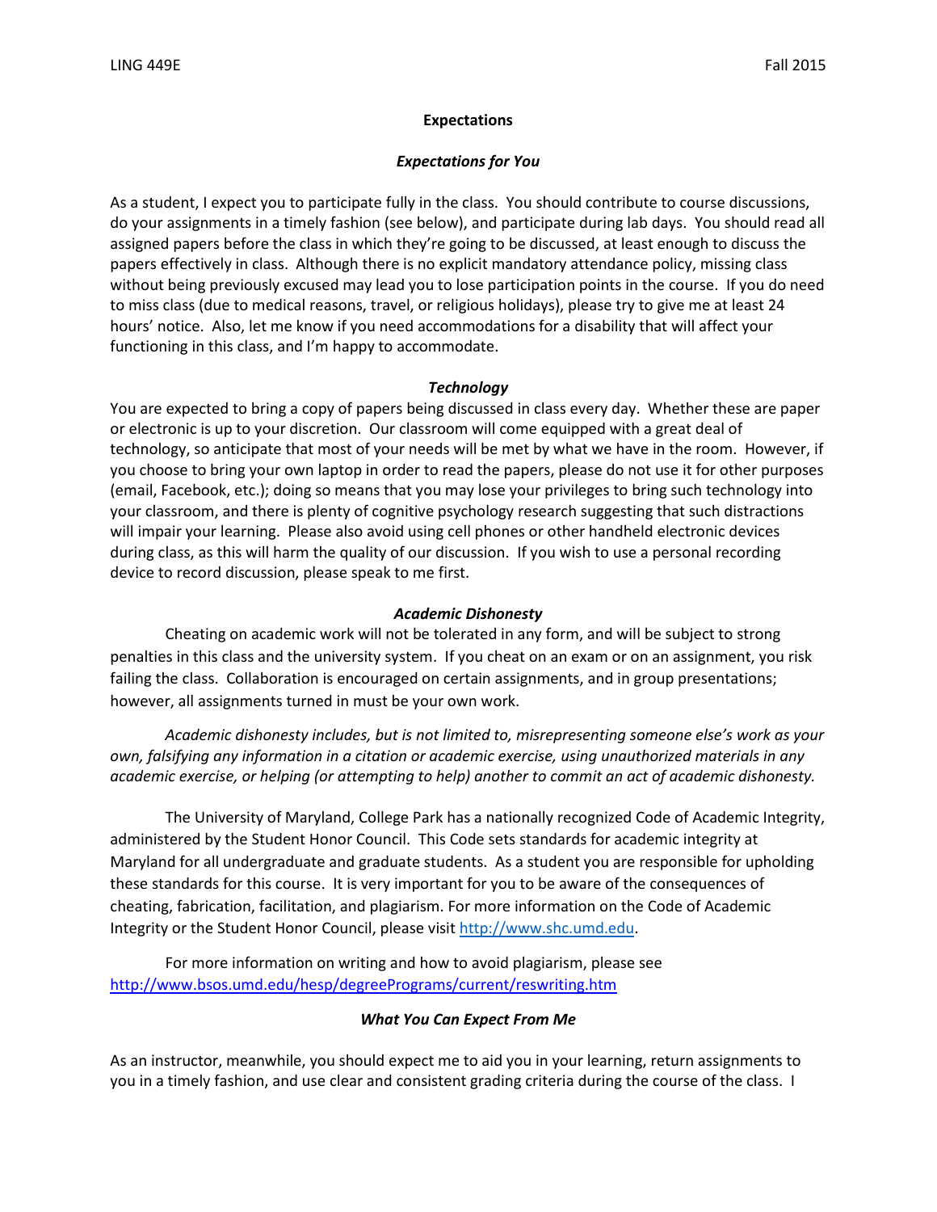## Expectations

### *Expectations for You*

As a student, I expect you to participate fully in the class. You should contribute to course discussions, do your assignments in a timely fashion (see below), and participate during lab days. You should read all assigned papers before the class in which they're going to be discussed, at least enough to discuss the papers effectively in class. Although there is no explicit mandatory attendance policy, missing class without being previously excused may lead you to lose participation points in the course. If you do need to miss class (due to medical reasons, travel, or religious holidays), please try to give me at least 24 hours' notice. Also, let me know if you need accommodations for a disability that will affect your functioning in this class, and I'm happy to accommodate.

### *Technology*

You are expected to bring a copy of papers being discussed in class every day. Whether these are paper or electronic is up to your discretion. Our classroom will come equipped with a great deal of technology, so anticipate that most of your needs will be met by what we have in the room. However, if you choose to bring your own laptop in order to read the papers, please do not use it for other purposes (email, Facebook, etc.); doing so means that you may lose your privileges to bring such technology into your classroom, and there is plenty of cognitive psychology research suggesting that such distractions will impair your learning. Please also avoid using cell phones or other handheld electronic devices during class, as this will harm the quality of our discussion. If you wish to use a personal recording device to record discussion, please speak to me first.

### *Academic Dishonesty*

Cheating on academic work will not be tolerated in any form, and will be subject to strong penalties in this class and the university system. If you cheat on an exam or on an assignment, you risk failing the class. Collaboration is encouraged on certain assignments, and in group presentations; however, all assignments turned in must be your own work.

*Academic dishonesty includes, but is not limited to, misrepresenting someone else's work as your own, falsifying any information in a citation or academic exercise, using unauthorized materials in any academic exercise, or helping (or attempting to help) another to commit an act of academic dishonesty.*

The University of Maryland, College Park has a nationally recognized Code of Academic Integrity, administered by the Student Honor Council. This Code sets standards for academic integrity at Maryland for all undergraduate and graduate students. As a student you are responsible for upholding these standards for this course. It is very important for you to be aware of the consequences of cheating, fabrication, facilitation, and plagiarism. For more information on the Code of Academic Integrity or the Student Honor Council, please visit [http://www.shc.umd.edu](http://www.shc.umd.edu).

For more information on writing and how to avoid plagiarism, please see [http://www.bsos.umd.edu/hesp/degreePrograms/current/reswriting.htm](http://www.bsos.umd.edu/hesp/degreePrograms/current/reswriting.htm)

### *What You Can Expect From Me*

As an instructor, meanwhile, you should expect me to aid you in your learning, return assignments to you in a timely fashion, and use clear and consistent grading criteria during the course of the class. I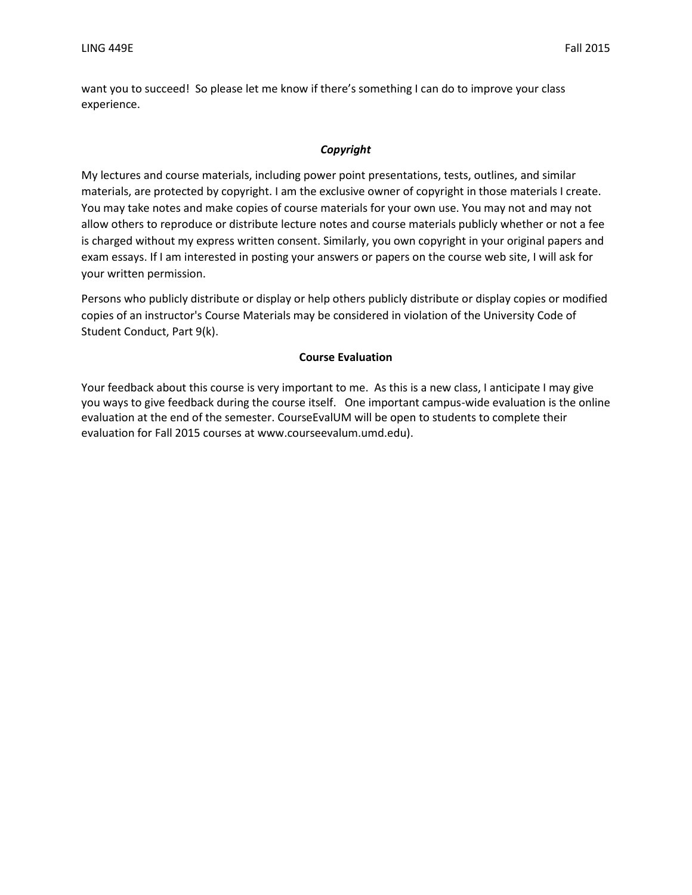want you to succeed!  So please let me know if there's something I can do to improve your class experience.

### *Copyright*

My lectures and course materials, including power point presentations, tests, outlines, and similar materials, are protected by copyright. I am the exclusive owner of copyright in those materials I create. You may take notes and make copies of course materials for your own use. You may not and may not allow others to reproduce or distribute lecture notes and course materials publicly whether or not a fee is charged without my express written consent. Similarly, you own copyright in your original papers and exam essays. If I am interested in posting your answers or papers on the course web site, I will ask for your written permission.

Persons who publicly distribute or display or help others publicly distribute or display copies or modified copies of an instructor's Course Materials may be considered in violation of the University Code of Student Conduct, Part 9(k).

### **Course Evaluation**

Your feedback about this course is very important to me.  As this is a new class, I anticipate I may give you ways to give feedback during the course itself.   One important campus-wide evaluation is the online evaluation at the end of the semester. CourseEvalUM will be open to students to complete their evaluation for Fall 2015 courses at www.courseevalum.umd.edu).